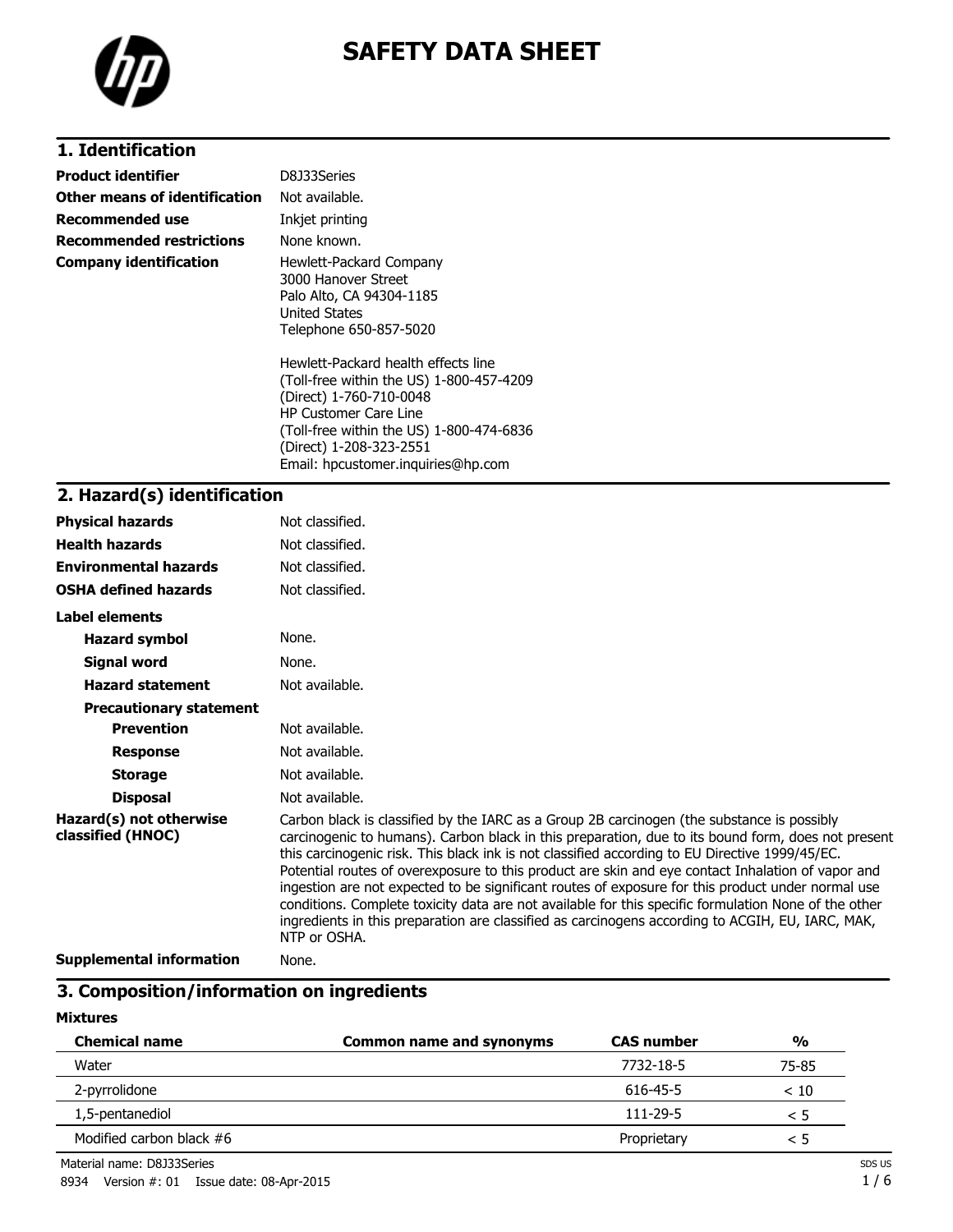# SAFETY DATA SHEET

## 1. Identification

| | |
|---|---|
| **Product identifier** | D8J33Series |
| **Other means of identification** | Not available. |
| **Recommended use** | Inkjet printing |
| **Recommended restrictions** | None known. |
| **Company identification** | Hewlett-Packard Company<br>3000 Hanover Street<br>Palo Alto, CA 94304-1185<br>United States<br>Telephone 650-857-5020<br><br>Hewlett-Packard health effects line<br>(Toll-free within the US) 1-800-457-4209<br>(Direct) 1-760-710-0048<br>HP Customer Care Line<br>(Toll-free within the US) 1-800-474-6836<br>(Direct) 1-208-323-2551<br>Email: hpcustomer.inquiries@hp.com |

## 2. Hazard(s) identification

| | |
|---|---|
| **Physical hazards** | Not classified. |
| **Health hazards** | Not classified. |
| **Environmental hazards** | Not classified. |
| **OSHA defined hazards** | Not classified. |

**Label elements**

| | |
|---|---|
| **Hazard symbol** | None. |
| **Signal word** | None. |
| **Hazard statement** | Not available. |

**Precautionary statement**

| | |
|---|---|
| **Prevention** | Not available. |
| **Response** | Not available. |
| **Storage** | Not available. |
| **Disposal** | Not available. |

**Hazard(s) not otherwise classified (HNOC)**

Carbon black is classified by the IARC as a Group 2B carcinogen (the substance is possibly carcinogenic to humans). Carbon black in this preparation, due to its bound form, does not present this carcinogenic risk. This black ink is not classified according to EU Directive 1999/45/EC. Potential routes of overexposure to this product are skin and eye contact Inhalation of vapor and ingestion are not expected to be significant routes of exposure for this product under normal use conditions. Complete toxicity data are not available for this specific formulation None of the other ingredients in this preparation are classified as carcinogens according to ACGIH, EU, IARC, MAK, NTP or OSHA.

**Supplemental information** None.

## 3. Composition/information on ingredients

**Mixtures**

| Chemical name | Common name and synonyms | CAS number | % |
|---|---|---|---|
| Water | | 7732-18-5 | 75-85 |
| 2-pyrrolidone | | 616-45-5 | < 10 |
| 1,5-pentanediol | | 111-29-5 | < 5 |
| Modified carbon black #6 | | Proprietary | < 5 |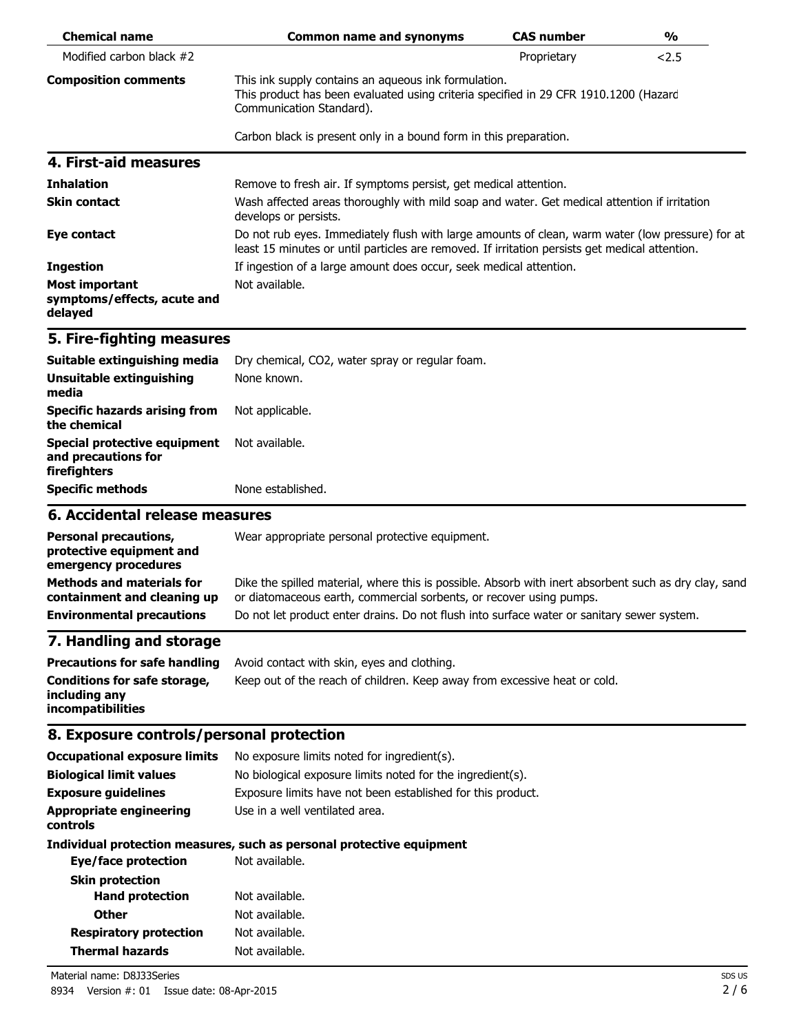| Chemical name | Common name and synonyms | CAS number | % |
| --- | --- | --- | --- |
| Modified carbon black #2 | | Proprietary | <2.5 |

**Composition comments**

This ink supply contains an aqueous ink formulation.
This product has been evaluated using criteria specified in 29 CFR 1910.1200 (Hazard Communication Standard).

Carbon black is present only in a bound form in this preparation.

## 4. First-aid measures

**Inhalation**
Remove to fresh air. If symptoms persist, get medical attention.

**Skin contact**
Wash affected areas thoroughly with mild soap and water. Get medical attention if irritation develops or persists.

**Eye contact**
Do not rub eyes. Immediately flush with large amounts of clean, warm water (low pressure) for at least 15 minutes or until particles are removed. If irritation persists get medical attention.

**Ingestion**
If ingestion of a large amount does occur, seek medical attention.

**Most important symptoms/effects, acute and delayed**
Not available.

## 5. Fire-fighting measures

**Suitable extinguishing media**
Dry chemical, $CO_2$, water spray or regular foam.

**Unsuitable extinguishing media**
None known.

**Specific hazards arising from the chemical**
Not applicable.

**Special protective equipment and precautions for firefighters**
Not available.

**Specific methods**
None established.

## 6. Accidental release measures

**Personal precautions, protective equipment and emergency procedures**
Wear appropriate personal protective equipment.

**Methods and materials for containment and cleaning up**
Dike the spilled material, where this is possible. Absorb with inert absorbent such as dry clay, sand or diatomaceous earth, commercial sorbents, or recover using pumps.

**Environmental precautions**
Do not let product enter drains. Do not flush into surface water or sanitary sewer system.

## 7. Handling and storage

**Precautions for safe handling**
Avoid contact with skin, eyes and clothing.

**Conditions for safe storage, including any incompatibilities**
Keep out of the reach of children. Keep away from excessive heat or cold.

## 8. Exposure controls/personal protection

**Occupational exposure limits**
No exposure limits noted for ingredient(s).

**Biological limit values**
No biological exposure limits noted for the ingredient(s).

**Exposure guidelines**
Exposure limits have not been established for this product.

**Appropriate engineering controls**
Use in a well ventilated area.

**Individual protection measures, such as personal protective equipment**

**Eye/face protection**
Not available.

**Skin protection**

**Hand protection**
Not available.

**Other**
Not available.

**Respiratory protection**
Not available.

**Thermal hazards**
Not available.

Material name: D8J33Series
8934 Version #: 01 Issue date: 08-Apr-2015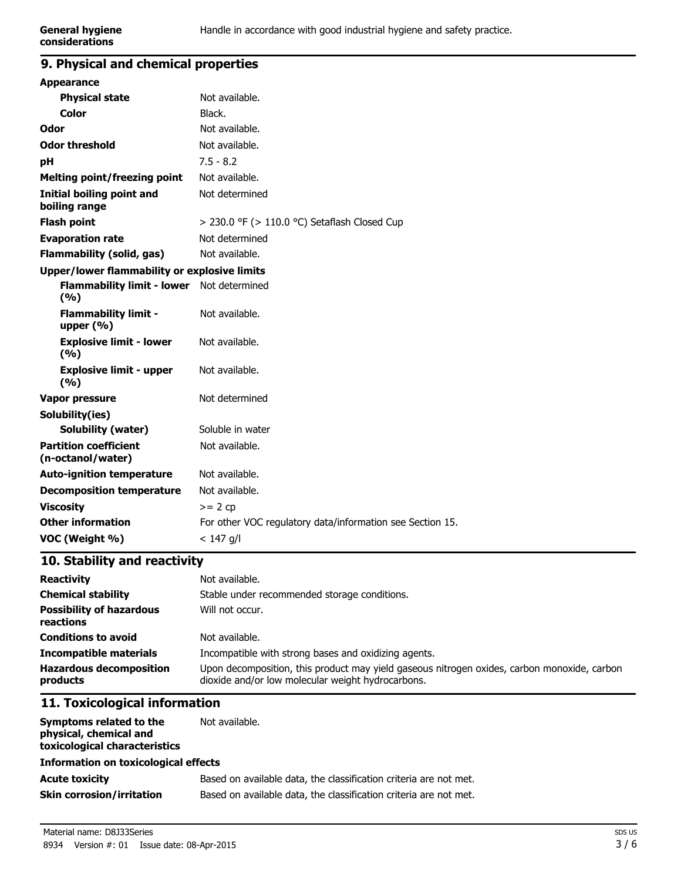| | |
|---|---|
| **General hygiene considerations** | Handle in accordance with good industrial hygiene and safety practice. |

## 9. Physical and chemical properties

| | |
|---|---|
| **Appearance** | |
| **Physical state** | Not available. |
| **Color** | Black. |
| **Odor** | Not available. |
| **Odor threshold** | Not available. |
| **pH** | 7.5 - 8.2 |
| **Melting point/freezing point** | Not available. |
| **Initial boiling point and boiling range** | Not determined |
| **Flash point** | > 230.0 °F (> 110.0 °C) Setaflash Closed Cup |
| **Evaporation rate** | Not determined |
| **Flammability (solid, gas)** | Not available. |
| **Upper/lower flammability or explosive limits** | |
| **Flammability limit - lower (%)** | Not determined |
| **Flammability limit - upper (%)** | Not available. |
| **Explosive limit - lower (%)** | Not available. |
| **Explosive limit - upper (%)** | Not available. |
| **Vapor pressure** | Not determined |
| **Solubility(ies)** | |
| **Solubility (water)** | Soluble in water |
| **Partition coefficient (n-octanol/water)** | Not available. |
| **Auto-ignition temperature** | Not available. |
| **Decomposition temperature** | Not available. |
| **Viscosity** | >= 2 cp |
| **Other information** | For other VOC regulatory data/information see Section 15. |
| **VOC (Weight %)** | < 147 g/l |

## 10. Stability and reactivity

| | |
|---|---|
| **Reactivity** | Not available. |
| **Chemical stability** | Stable under recommended storage conditions. |
| **Possibility of hazardous reactions** | Will not occur. |
| **Conditions to avoid** | Not available. |
| **Incompatible materials** | Incompatible with strong bases and oxidizing agents. |
| **Hazardous decomposition products** | Upon decomposition, this product may yield gaseous nitrogen oxides, carbon monoxide, carbon dioxide and/or low molecular weight hydrocarbons. |

## 11. Toxicological information

| | |
|---|---|
| **Symptoms related to the physical, chemical and toxicological characteristics** | Not available. |
| **Information on toxicological effects** | |
| **Acute toxicity** | Based on available data, the classification criteria are not met. |
| **Skin corrosion/irritation** | Based on available data, the classification criteria are not met. |

Material name: D8J33Series
8934 Version #: 01 Issue date: 08-Apr-2015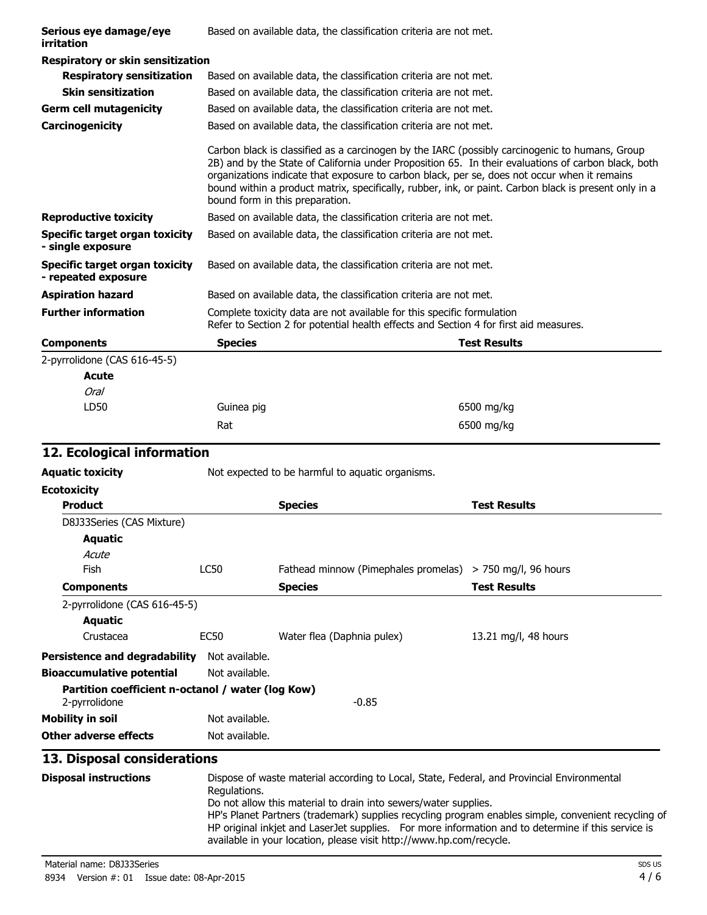| | |
|---|---|
| **Serious eye damage/eye irritation** | Based on available data, the classification criteria are not met. |
| **Respiratory or skin sensitization** | |
| **Respiratory sensitization** | Based on available data, the classification criteria are not met. |
| **Skin sensitization** | Based on available data, the classification criteria are not met. |
| **Germ cell mutagenicity** | Based on available data, the classification criteria are not met. |
| **Carcinogenicity** | Based on available data, the classification criteria are not met. |
| | Carbon black is classified as a carcinogen by the IARC (possibly carcinogenic to humans, Group 2B) and by the State of California under Proposition 65. In their evaluations of carbon black, both organizations indicate that exposure to carbon black, per se, does not occur when it remains bound within a product matrix, specifically, rubber, ink, or paint. Carbon black is present only in a bound form in this preparation. |
| **Reproductive toxicity** | Based on available data, the classification criteria are not met. |
| **Specific target organ toxicity - single exposure** | Based on available data, the classification criteria are not met. |
| **Specific target organ toxicity - repeated exposure** | Based on available data, the classification criteria are not met. |
| **Aspiration hazard** | Based on available data, the classification criteria are not met. |
| **Further information** | Complete toxicity data are not available for this specific formulation<br>Refer to Section 2 for potential health effects and Section 4 for first aid measures. |

| Components | Species | Test Results |
|---|---|---|
| 2-pyrrolidone (CAS 616-45-5) | | |
| **Acute** | | |
| *Oral* | | |
| LD50 | Guinea pig | 6500 mg/kg |
| | Rat | 6500 mg/kg |

## 12. Ecological information

**Aquatic toxicity** Not expected to be harmful to aquatic organisms.

**Ecotoxicity**

| Product | | Species | Test Results |
|---|---|---|---|
| D8J33Series (CAS Mixture) | | | |
| **Aquatic** | | | |
| *Acute* | | | |
| Fish | LC50 | Fathead minnow (Pimephales promelas) | > 750 mg/l, 96 hours |
| **Components** | | **Species** | **Test Results** |
| 2-pyrrolidone (CAS 616-45-5) | | | |
| **Aquatic** | | | |
| Crustacea | EC50 | Water flea (Daphnia pulex) | 13.21 mg/l, 48 hours |

**Persistence and degradability** Not available.

**Bioaccumulative potential** Not available.

**Partition coefficient n-octanol / water (log Kow)**

2-pyrrolidone -0.85

**Mobility in soil** Not available.

**Other adverse effects** Not available.

## 13. Disposal considerations

**Disposal instructions** Dispose of waste material according to Local, State, Federal, and Provincial Environmental Regulations.
Do not allow this material to drain into sewers/water supplies.
HP's Planet Partners (trademark) supplies recycling program enables simple, convenient recycling of HP original inkjet and LaserJet supplies. For more information and to determine if this service is available in your location, please visit http://www.hp.com/recycle.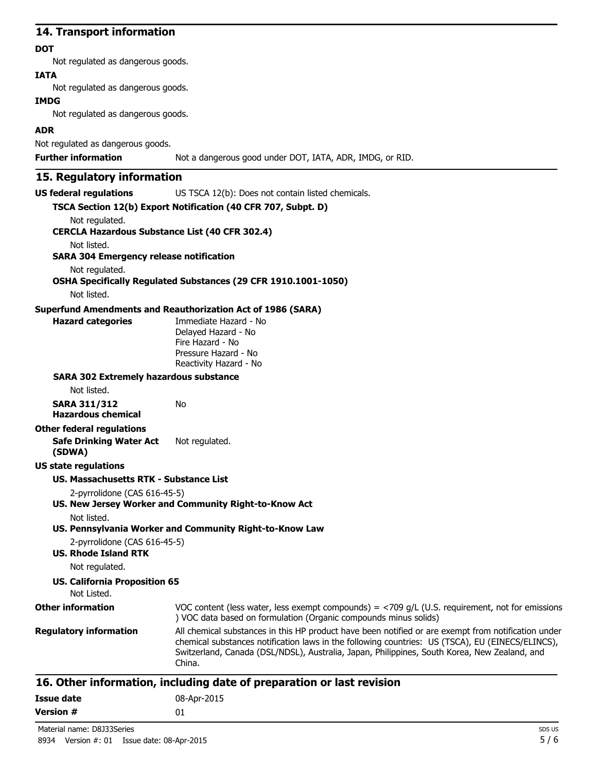## 14. Transport information

**DOT**

Not regulated as dangerous goods.

**IATA**

Not regulated as dangerous goods.

**IMDG**

Not regulated as dangerous goods.

**ADR**

Not regulated as dangerous goods.

**Further information** Not a dangerous good under DOT, IATA, ADR, IMDG, or RID.

## 15. Regulatory information

**US federal regulations** US TSCA 12(b): Does not contain listed chemicals.

**TSCA Section 12(b) Export Notification (40 CFR 707, Subpt. D)**

Not regulated.

**CERCLA Hazardous Substance List (40 CFR 302.4)**

Not listed.

**SARA 304 Emergency release notification**

Not regulated.

**OSHA Specifically Regulated Substances (29 CFR 1910.1001-1050)**

Not listed.

**Superfund Amendments and Reauthorization Act of 1986 (SARA)**

**Hazard categories**

Immediate Hazard - No
Delayed Hazard - No
Fire Hazard - No
Pressure Hazard - No
Reactivity Hazard - No

**SARA 302 Extremely hazardous substance**

Not listed.

**SARA 311/312 Hazardous chemical** No

**Other federal regulations**

**Safe Drinking Water Act (SDWA)** Not regulated.

**US state regulations**

**US. Massachusetts RTK - Substance List**

2-pyrrolidone (CAS 616-45-5)

**US. New Jersey Worker and Community Right-to-Know Act**

Not listed.

**US. Pennsylvania Worker and Community Right-to-Know Law**

2-pyrrolidone (CAS 616-45-5)

**US. Rhode Island RTK**

Not regulated.

**US. California Proposition 65**

Not Listed.

**Other information** VOC content (less water, less exempt compounds) = <709 g/L (U.S. requirement, not for emissions ) VOC data based on formulation (Organic compounds minus solids)

**Regulatory information** All chemical substances in this HP product have been notified or are exempt from notification under chemical substances notification laws in the following countries: US (TSCA), EU (EINECS/ELINCS), Switzerland, Canada (DSL/NDSL), Australia, Japan, Philippines, South Korea, New Zealand, and China.

## 16. Other information, including date of preparation or last revision

**Issue date** 08-Apr-2015

**Version #** 01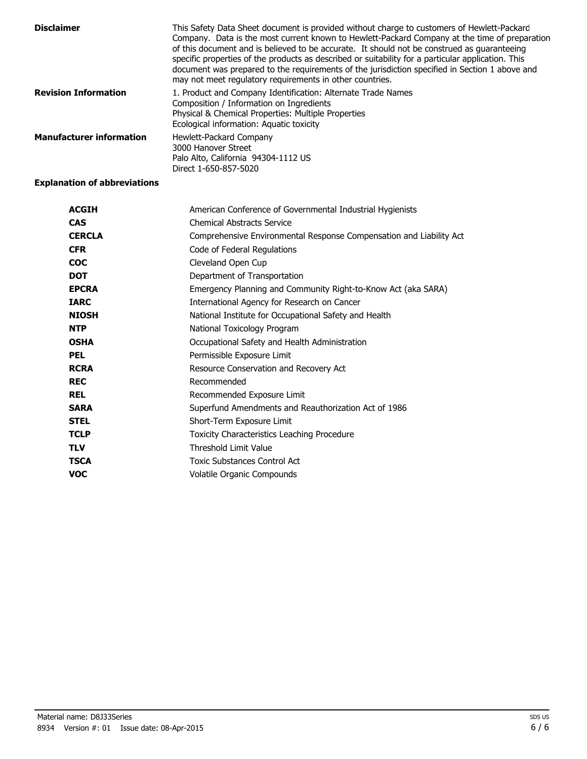**Disclaimer**

This Safety Data Sheet document is provided without charge to customers of Hewlett-Packard Company. Data is the most current known to Hewlett-Packard Company at the time of preparation of this document and is believed to be accurate. It should not be construed as guaranteeing specific properties of the products as described or suitability for a particular application. This document was prepared to the requirements of the jurisdiction specified in Section 1 above and may not meet regulatory requirements in other countries.

**Revision Information**

1. Product and Company Identification: Alternate Trade Names
Composition / Information on Ingredients
Physical & Chemical Properties: Multiple Properties
Ecological information: Aquatic toxicity

**Manufacturer information**

Hewlett-Packard Company
3000 Hanover Street
Palo Alto, California 94304-1112 US
Direct 1-650-857-5020

**Explanation of abbreviations**

| | |
|---|---|
| **ACGIH** | American Conference of Governmental Industrial Hygienists |
| **CAS** | Chemical Abstracts Service |
| **CERCLA** | Comprehensive Environmental Response Compensation and Liability Act |
| **CFR** | Code of Federal Regulations |
| **COC** | Cleveland Open Cup |
| **DOT** | Department of Transportation |
| **EPCRA** | Emergency Planning and Community Right-to-Know Act (aka SARA) |
| **IARC** | International Agency for Research on Cancer |
| **NIOSH** | National Institute for Occupational Safety and Health |
| **NTP** | National Toxicology Program |
| **OSHA** | Occupational Safety and Health Administration |
| **PEL** | Permissible Exposure Limit |
| **RCRA** | Resource Conservation and Recovery Act |
| **REC** | Recommended |
| **REL** | Recommended Exposure Limit |
| **SARA** | Superfund Amendments and Reauthorization Act of 1986 |
| **STEL** | Short-Term Exposure Limit |
| **TCLP** | Toxicity Characteristics Leaching Procedure |
| **TLV** | Threshold Limit Value |
| **TSCA** | Toxic Substances Control Act |
| **VOC** | Volatile Organic Compounds |